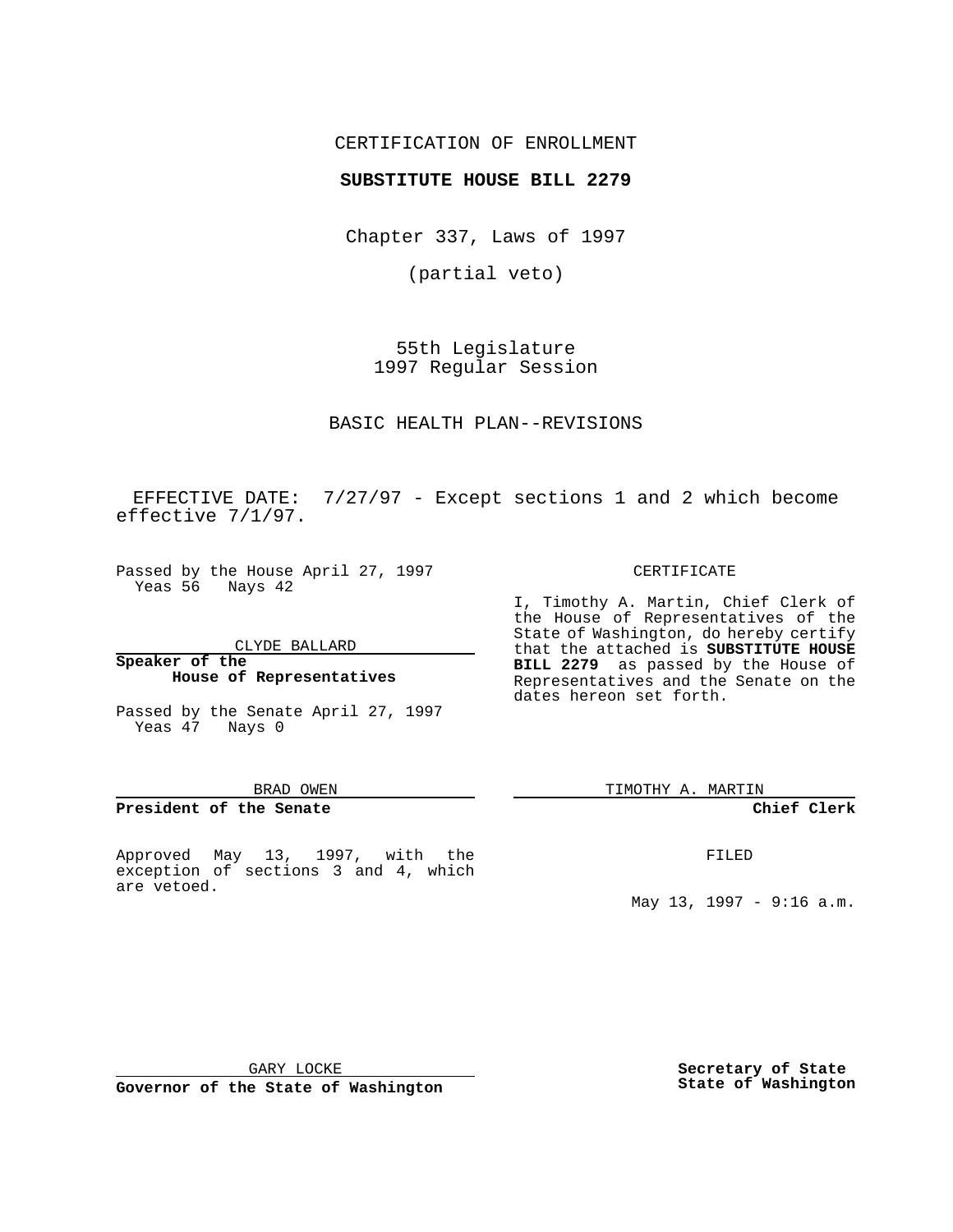CERTIFICATION OF ENROLLMENT

**SUBSTITUTE HOUSE BILL 2279**

Chapter 337, Laws of 1997

(partial veto)

55th Legislature
1997 Regular Session

BASIC HEALTH PLAN--REVISIONS

EFFECTIVE DATE: 7/27/97 - Except sections 1 and 2 which become effective 7/1/97.

Passed by the House April 27, 1997
Yeas 56 Nays 42

CLYDE BALLARD

**Speaker of the House of Representatives**

Passed by the Senate April 27, 1997
Yeas 47 Nays 0

BRAD OWEN

**President of the Senate**

Approved May 13, 1997, with the exception of sections 3 and 4, which are vetoed.

GARY LOCKE

**Governor of the State of Washington**

CERTIFICATE

I, Timothy A. Martin, Chief Clerk of the House of Representatives of the State of Washington, do hereby certify that the attached is **SUBSTITUTE HOUSE BILL 2279** as passed by the House of Representatives and the Senate on the dates hereon set forth.

TIMOTHY A. MARTIN

**Chief Clerk**

FILED

May 13, 1997 - 9:16 a.m.

**Secretary of State**
**State of Washington**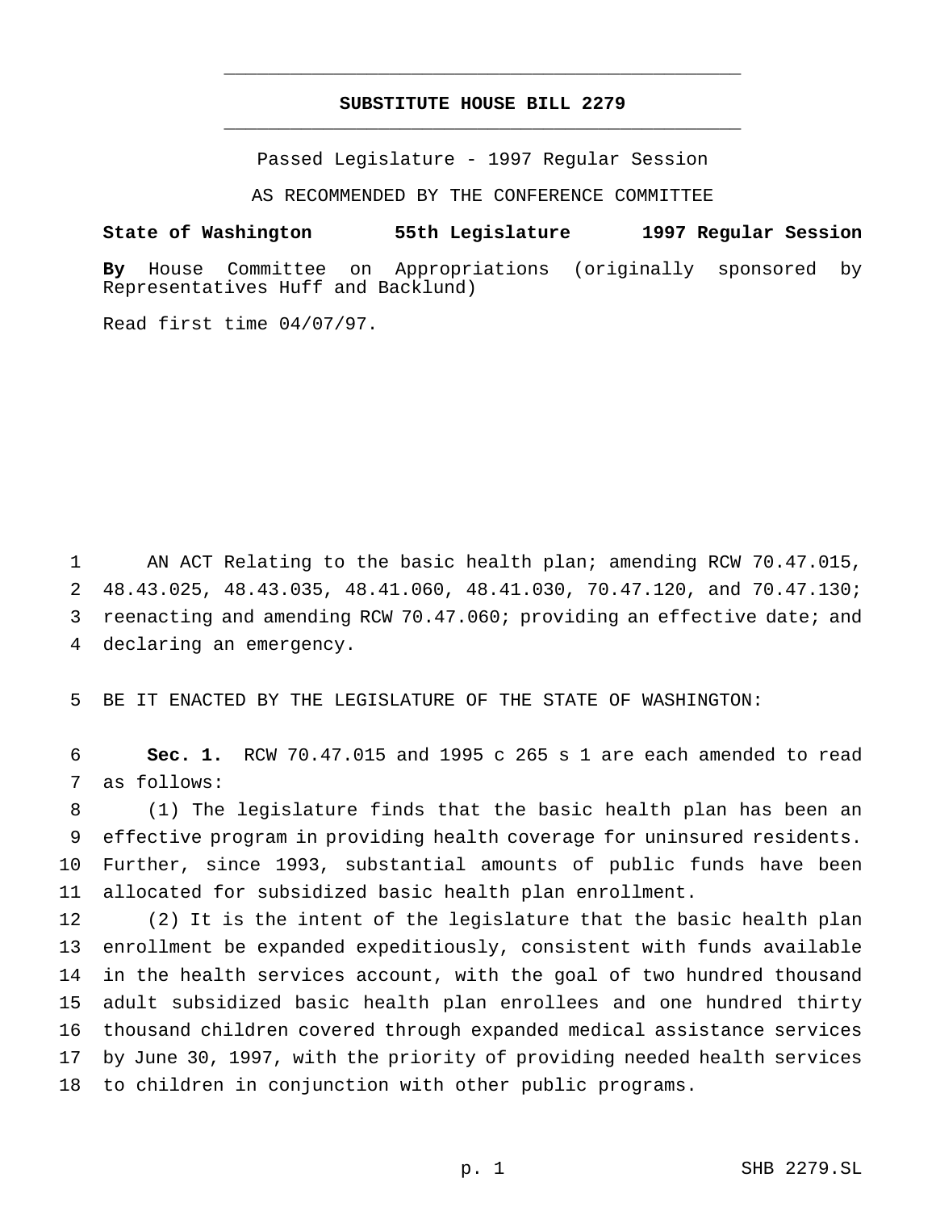# SUBSTITUTE HOUSE BILL 2279

Passed Legislature - 1997 Regular Session

AS RECOMMENDED BY THE CONFERENCE COMMITTEE

**State of Washington 55th Legislature 1997 Regular Session**

**By** House Committee on Appropriations (originally sponsored by Representatives Huff and Backlund)

Read first time 04/07/97.

AN ACT Relating to the basic health plan; amending RCW 70.47.015, 48.43.025, 48.43.035, 48.41.060, 48.41.030, 70.47.120, and 70.47.130; reenacting and amending RCW 70.47.060; providing an effective date; and declaring an emergency.

BE IT ENACTED BY THE LEGISLATURE OF THE STATE OF WASHINGTON:

**Sec. 1.** RCW 70.47.015 and 1995 c 265 s 1 are each amended to read as follows:

(1) The legislature finds that the basic health plan has been an effective program in providing health coverage for uninsured residents. Further, since 1993, substantial amounts of public funds have been allocated for subsidized basic health plan enrollment.

(2) It is the intent of the legislature that the basic health plan enrollment be expanded expeditiously, consistent with funds available in the health services account, with the goal of two hundred thousand adult subsidized basic health plan enrollees and one hundred thirty thousand children covered through expanded medical assistance services by June 30, 1997, with the priority of providing needed health services to children in conjunction with other public programs.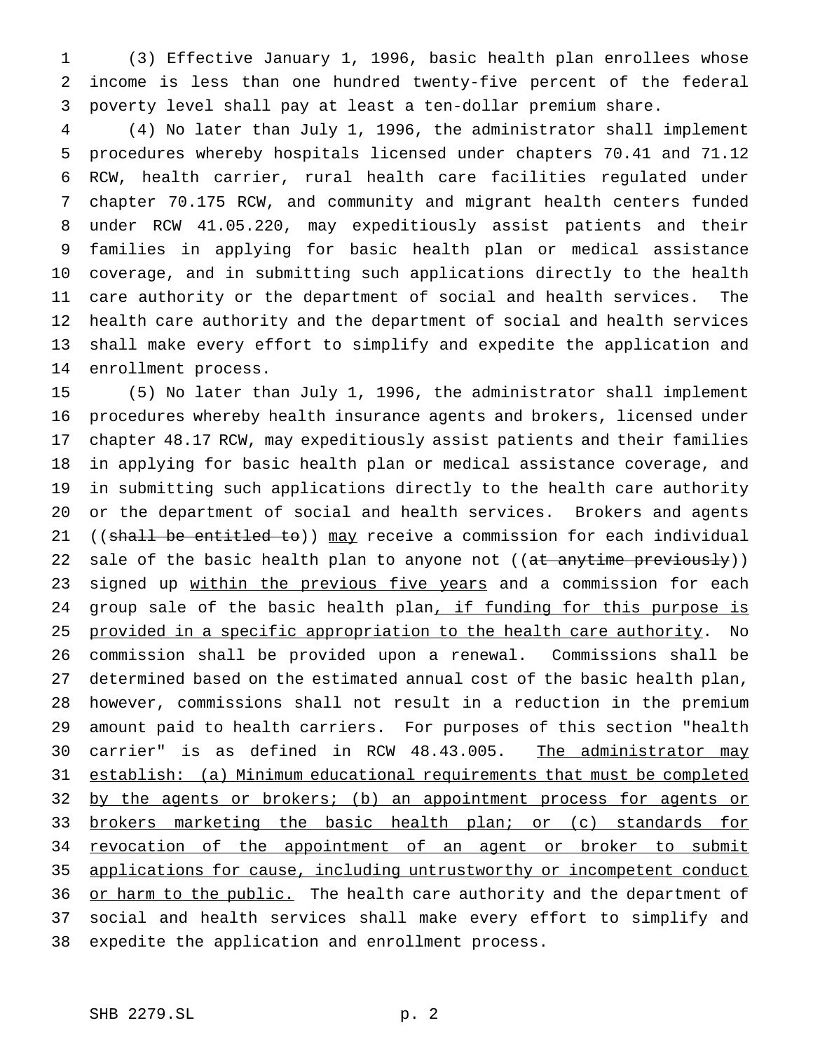(3) Effective January 1, 1996, basic health plan enrollees whose income is less than one hundred twenty-five percent of the federal poverty level shall pay at least a ten-dollar premium share.

(4) No later than July 1, 1996, the administrator shall implement procedures whereby hospitals licensed under chapters 70.41 and 71.12 RCW, health carrier, rural health care facilities regulated under chapter 70.175 RCW, and community and migrant health centers funded under RCW 41.05.220, may expeditiously assist patients and their families in applying for basic health plan or medical assistance coverage, and in submitting such applications directly to the health care authority or the department of social and health services. The health care authority and the department of social and health services shall make every effort to simplify and expedite the application and enrollment process.

(5) No later than July 1, 1996, the administrator shall implement procedures whereby health insurance agents and brokers, licensed under chapter 48.17 RCW, may expeditiously assist patients and their families in applying for basic health plan or medical assistance coverage, and in submitting such applications directly to the health care authority or the department of social and health services. Brokers and agents ((~~shall be entitled to~~)) <u>may</u> receive a commission for each individual sale of the basic health plan to anyone not ((~~at anytime previously~~)) signed up <u>within the previous five years</u> and a commission for each group sale of the basic health plan<u>, if funding for this purpose is provided in a specific appropriation to the health care authority</u>. No commission shall be provided upon a renewal. Commissions shall be determined based on the estimated annual cost of the basic health plan, however, commissions shall not result in a reduction in the premium amount paid to health carriers. For purposes of this section "health carrier" is as defined in RCW 48.43.005. <u>The administrator may establish: (a) Minimum educational requirements that must be completed by the agents or brokers; (b) an appointment process for agents or brokers marketing the basic health plan; or (c) standards for revocation of the appointment of an agent or broker to submit applications for cause, including untrustworthy or incompetent conduct or harm to the public.</u> The health care authority and the department of social and health services shall make every effort to simplify and expedite the application and enrollment process.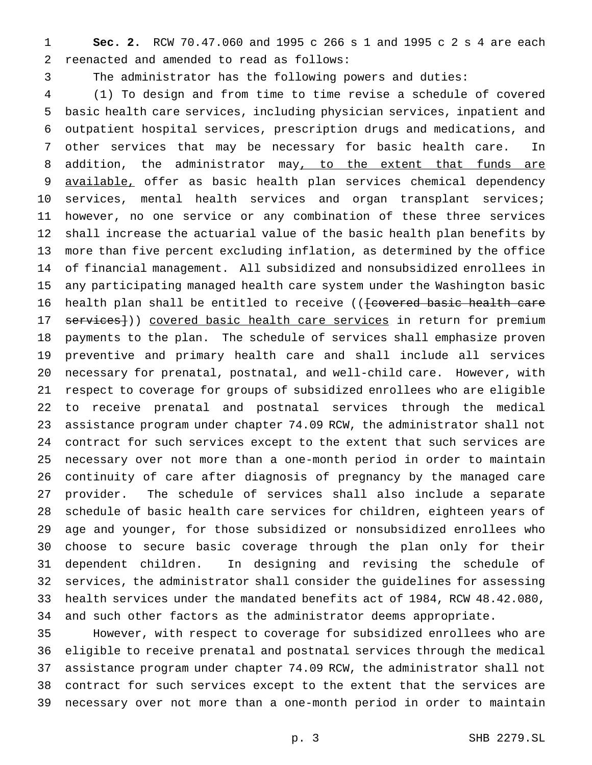**Sec. 2.** RCW 70.47.060 and 1995 c 266 s 1 and 1995 c 2 s 4 are each reenacted and amended to read as follows:

The administrator has the following powers and duties:

(1) To design and from time to time revise a schedule of covered basic health care services, including physician services, inpatient and outpatient hospital services, prescription drugs and medications, and other services that may be necessary for basic health care. In addition, the administrator may<u>, to the extent that funds are available,</u> offer as basic health plan services chemical dependency services, mental health services and organ transplant services; however, no one service or any combination of these three services shall increase the actuarial value of the basic health plan benefits by more than five percent excluding inflation, as determined by the office of financial management. All subsidized and nonsubsidized enrollees in any participating managed health care system under the Washington basic health plan shall be entitled to receive ((~~[covered basic health care services]~~)) <u>covered basic health care services</u> in return for premium payments to the plan. The schedule of services shall emphasize proven preventive and primary health care and shall include all services necessary for prenatal, postnatal, and well-child care. However, with respect to coverage for groups of subsidized enrollees who are eligible to receive prenatal and postnatal services through the medical assistance program under chapter 74.09 RCW, the administrator shall not contract for such services except to the extent that such services are necessary over not more than a one-month period in order to maintain continuity of care after diagnosis of pregnancy by the managed care provider. The schedule of services shall also include a separate schedule of basic health care services for children, eighteen years of age and younger, for those subsidized or nonsubsidized enrollees who choose to secure basic coverage through the plan only for their dependent children. In designing and revising the schedule of services, the administrator shall consider the guidelines for assessing health services under the mandated benefits act of 1984, RCW 48.42.080, and such other factors as the administrator deems appropriate.

However, with respect to coverage for subsidized enrollees who are eligible to receive prenatal and postnatal services through the medical assistance program under chapter 74.09 RCW, the administrator shall not contract for such services except to the extent that the services are necessary over not more than a one-month period in order to maintain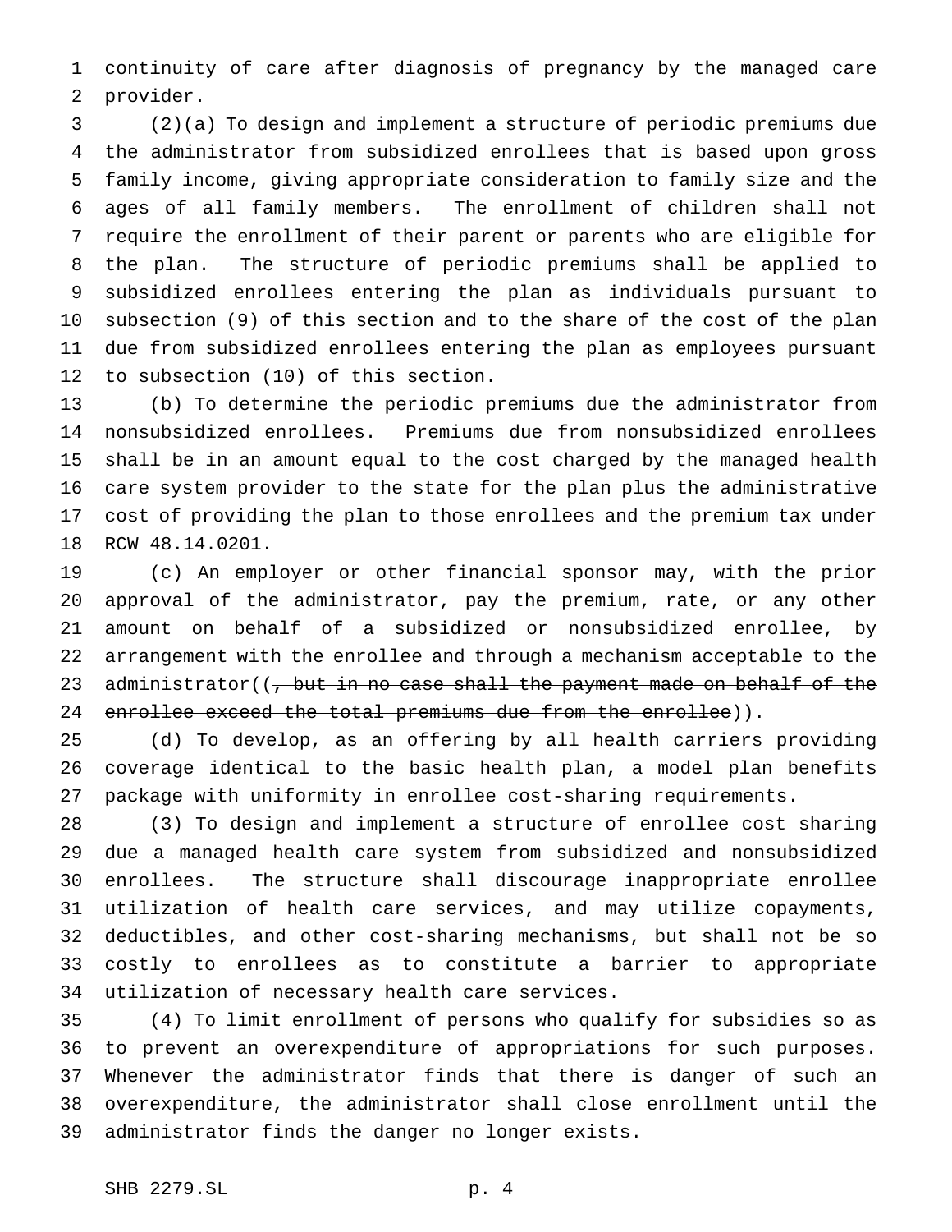continuity of care after diagnosis of pregnancy by the managed care provider.

(2)(a) To design and implement a structure of periodic premiums due the administrator from subsidized enrollees that is based upon gross family income, giving appropriate consideration to family size and the ages of all family members. The enrollment of children shall not require the enrollment of their parent or parents who are eligible for the plan. The structure of periodic premiums shall be applied to subsidized enrollees entering the plan as individuals pursuant to subsection (9) of this section and to the share of the cost of the plan due from subsidized enrollees entering the plan as employees pursuant to subsection (10) of this section.

(b) To determine the periodic premiums due the administrator from nonsubsidized enrollees. Premiums due from nonsubsidized enrollees shall be in an amount equal to the cost charged by the managed health care system provider to the state for the plan plus the administrative cost of providing the plan to those enrollees and the premium tax under RCW 48.14.0201.

(c) An employer or other financial sponsor may, with the prior approval of the administrator, pay the premium, rate, or any other amount on behalf of a subsidized or nonsubsidized enrollee, by arrangement with the enrollee and through a mechanism acceptable to the administrator((~~, but in no case shall the payment made on behalf of the enrollee exceed the total premiums due from the enrollee~~)).

(d) To develop, as an offering by all health carriers providing coverage identical to the basic health plan, a model plan benefits package with uniformity in enrollee cost-sharing requirements.

(3) To design and implement a structure of enrollee cost sharing due a managed health care system from subsidized and nonsubsidized enrollees. The structure shall discourage inappropriate enrollee utilization of health care services, and may utilize copayments, deductibles, and other cost-sharing mechanisms, but shall not be so costly to enrollees as to constitute a barrier to appropriate utilization of necessary health care services.

(4) To limit enrollment of persons who qualify for subsidies so as to prevent an overexpenditure of appropriations for such purposes. Whenever the administrator finds that there is danger of such an overexpenditure, the administrator shall close enrollment until the administrator finds the danger no longer exists.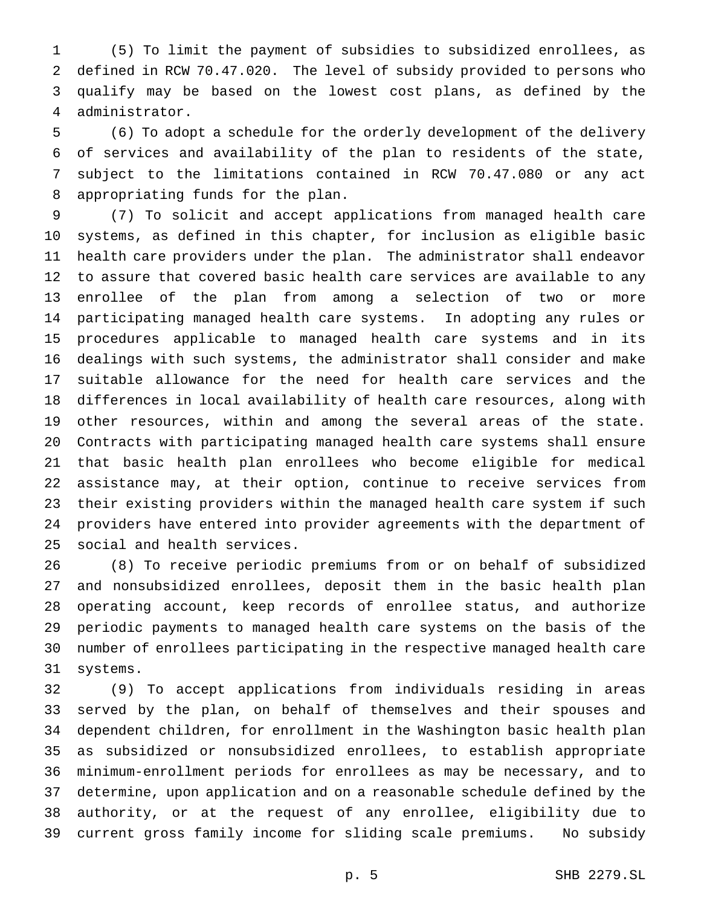(5) To limit the payment of subsidies to subsidized enrollees, as defined in RCW 70.47.020. The level of subsidy provided to persons who qualify may be based on the lowest cost plans, as defined by the administrator.

(6) To adopt a schedule for the orderly development of the delivery of services and availability of the plan to residents of the state, subject to the limitations contained in RCW 70.47.080 or any act appropriating funds for the plan.

(7) To solicit and accept applications from managed health care systems, as defined in this chapter, for inclusion as eligible basic health care providers under the plan. The administrator shall endeavor to assure that covered basic health care services are available to any enrollee of the plan from among a selection of two or more participating managed health care systems. In adopting any rules or procedures applicable to managed health care systems and in its dealings with such systems, the administrator shall consider and make suitable allowance for the need for health care services and the differences in local availability of health care resources, along with other resources, within and among the several areas of the state. Contracts with participating managed health care systems shall ensure that basic health plan enrollees who become eligible for medical assistance may, at their option, continue to receive services from their existing providers within the managed health care system if such providers have entered into provider agreements with the department of social and health services.

(8) To receive periodic premiums from or on behalf of subsidized and nonsubsidized enrollees, deposit them in the basic health plan operating account, keep records of enrollee status, and authorize periodic payments to managed health care systems on the basis of the number of enrollees participating in the respective managed health care systems.

(9) To accept applications from individuals residing in areas served by the plan, on behalf of themselves and their spouses and dependent children, for enrollment in the Washington basic health plan as subsidized or nonsubsidized enrollees, to establish appropriate minimum-enrollment periods for enrollees as may be necessary, and to determine, upon application and on a reasonable schedule defined by the authority, or at the request of any enrollee, eligibility due to current gross family income for sliding scale premiums. No subsidy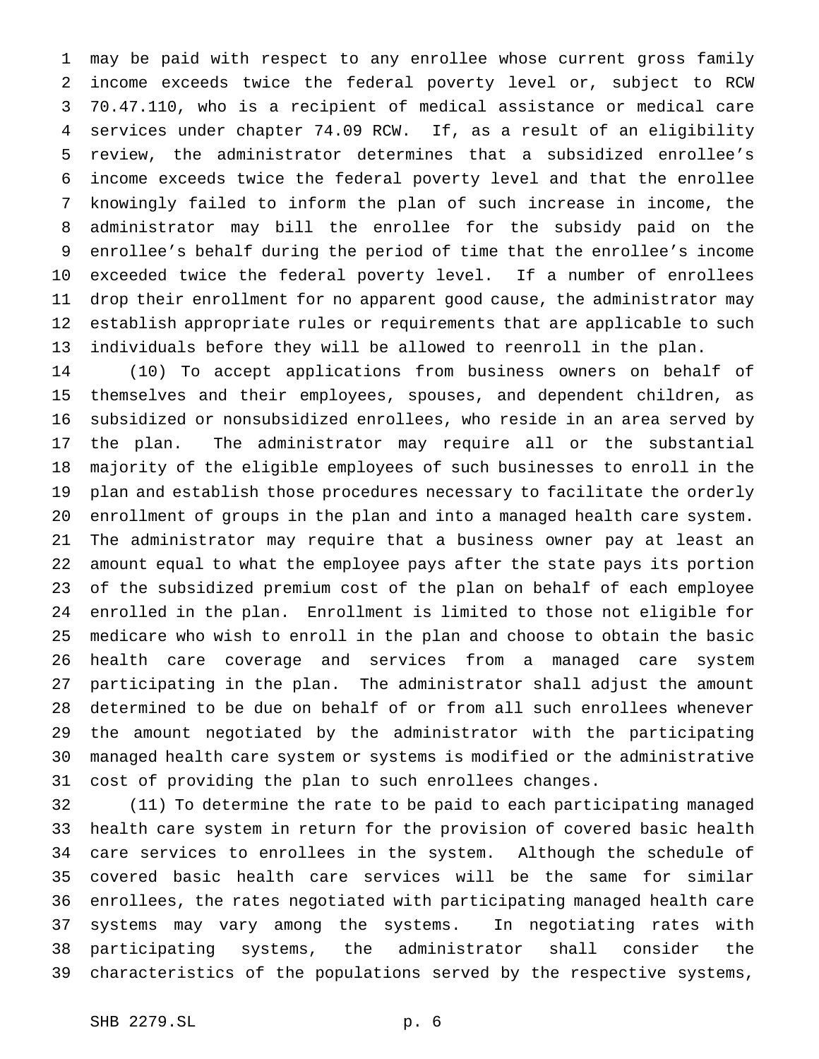may be paid with respect to any enrollee whose current gross family income exceeds twice the federal poverty level or, subject to RCW 70.47.110, who is a recipient of medical assistance or medical care services under chapter 74.09 RCW. If, as a result of an eligibility review, the administrator determines that a subsidized enrollee's income exceeds twice the federal poverty level and that the enrollee knowingly failed to inform the plan of such increase in income, the administrator may bill the enrollee for the subsidy paid on the enrollee's behalf during the period of time that the enrollee's income exceeded twice the federal poverty level. If a number of enrollees drop their enrollment for no apparent good cause, the administrator may establish appropriate rules or requirements that are applicable to such individuals before they will be allowed to reenroll in the plan.

(10) To accept applications from business owners on behalf of themselves and their employees, spouses, and dependent children, as subsidized or nonsubsidized enrollees, who reside in an area served by the plan. The administrator may require all or the substantial majority of the eligible employees of such businesses to enroll in the plan and establish those procedures necessary to facilitate the orderly enrollment of groups in the plan and into a managed health care system. The administrator may require that a business owner pay at least an amount equal to what the employee pays after the state pays its portion of the subsidized premium cost of the plan on behalf of each employee enrolled in the plan. Enrollment is limited to those not eligible for medicare who wish to enroll in the plan and choose to obtain the basic health care coverage and services from a managed care system participating in the plan. The administrator shall adjust the amount determined to be due on behalf of or from all such enrollees whenever the amount negotiated by the administrator with the participating managed health care system or systems is modified or the administrative cost of providing the plan to such enrollees changes.

(11) To determine the rate to be paid to each participating managed health care system in return for the provision of covered basic health care services to enrollees in the system. Although the schedule of covered basic health care services will be the same for similar enrollees, the rates negotiated with participating managed health care systems may vary among the systems. In negotiating rates with participating systems, the administrator shall consider the characteristics of the populations served by the respective systems,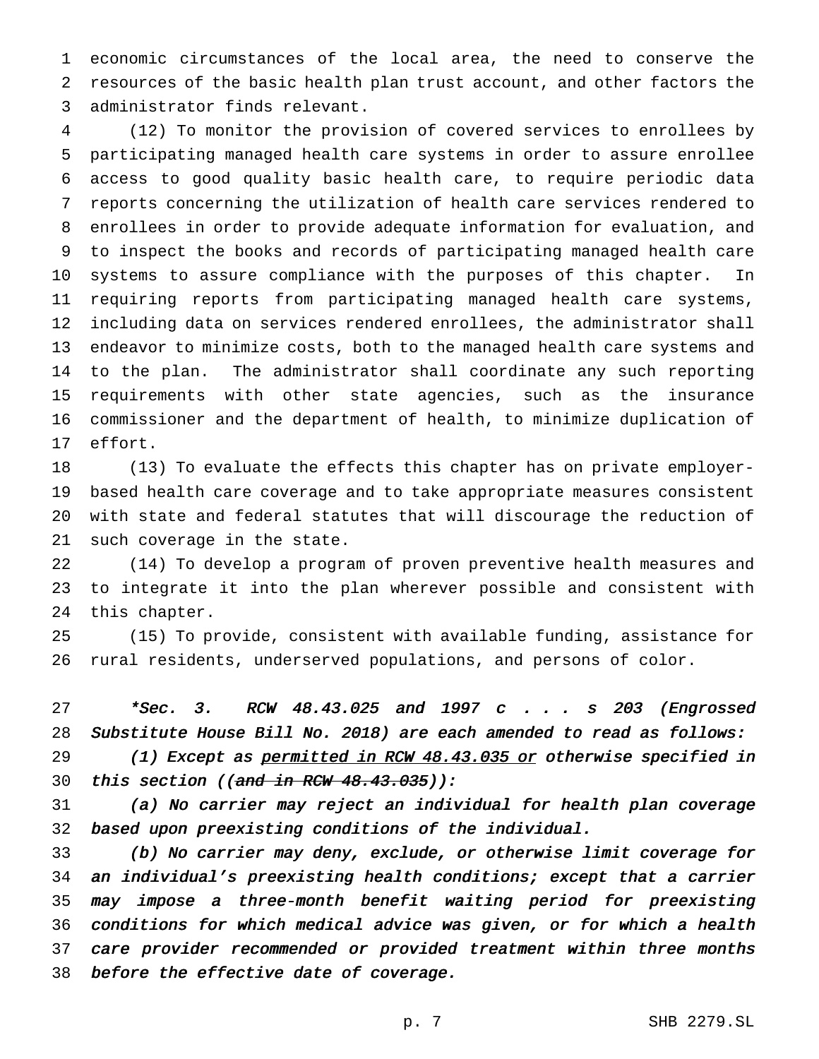economic circumstances of the local area, the need to conserve the resources of the basic health plan trust account, and other factors the administrator finds relevant.

(12) To monitor the provision of covered services to enrollees by participating managed health care systems in order to assure enrollee access to good quality basic health care, to require periodic data reports concerning the utilization of health care services rendered to enrollees in order to provide adequate information for evaluation, and to inspect the books and records of participating managed health care systems to assure compliance with the purposes of this chapter. In requiring reports from participating managed health care systems, including data on services rendered enrollees, the administrator shall endeavor to minimize costs, both to the managed health care systems and to the plan. The administrator shall coordinate any such reporting requirements with other state agencies, such as the insurance commissioner and the department of health, to minimize duplication of effort.

(13) To evaluate the effects this chapter has on private employer-based health care coverage and to take appropriate measures consistent with state and federal statutes that will discourage the reduction of such coverage in the state.

(14) To develop a program of proven preventive health measures and to integrate it into the plan wherever possible and consistent with this chapter.

(15) To provide, consistent with available funding, assistance for rural residents, underserved populations, and persons of color.

*\*Sec. 3. RCW 48.43.025 and 1997 c . . . s 203 (Engrossed Substitute House Bill No. 2018) are each amended to read as follows:*

*(1) Except as <u>permitted in RCW 48.43.035 or</u> otherwise specified in this section ((~~and in RCW 48.43.035~~)):*

*(a) No carrier may reject an individual for health plan coverage based upon preexisting conditions of the individual.*

*(b) No carrier may deny, exclude, or otherwise limit coverage for an individual's preexisting health conditions; except that a carrier may impose a three-month benefit waiting period for preexisting conditions for which medical advice was given, or for which a health care provider recommended or provided treatment within three months before the effective date of coverage.*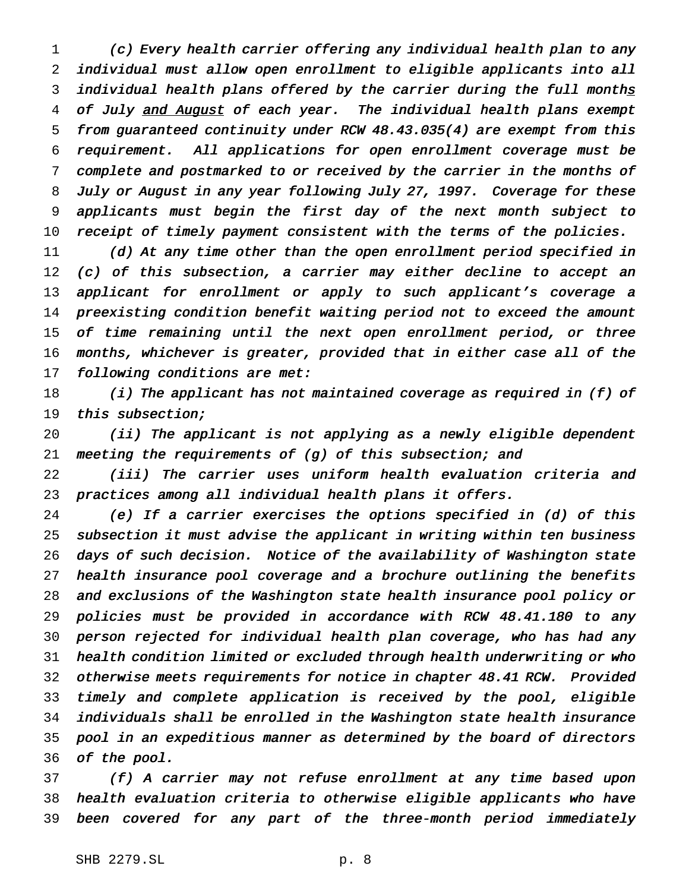*(c) Every health carrier offering any individual health plan to any individual must allow open enrollment to eligible applicants into all individual health plans offered by the carrier during the full month<u>s</u> of July <u>and August</u> of each year. The individual health plans exempt from guaranteed continuity under RCW 48.43.035(4) are exempt from this requirement. All applications for open enrollment coverage must be complete and postmarked to or received by the carrier in the months of July or August in any year following July 27, 1997. Coverage for these applicants must begin the first day of the next month subject to receipt of timely payment consistent with the terms of the policies.*

*(d) At any time other than the open enrollment period specified in (c) of this subsection, a carrier may either decline to accept an applicant for enrollment or apply to such applicant's coverage a preexisting condition benefit waiting period not to exceed the amount of time remaining until the next open enrollment period, or three months, whichever is greater, provided that in either case all of the following conditions are met:*

*(i) The applicant has not maintained coverage as required in (f) of this subsection;*

*(ii) The applicant is not applying as a newly eligible dependent meeting the requirements of (g) of this subsection; and*

*(iii) The carrier uses uniform health evaluation criteria and practices among all individual health plans it offers.*

*(e) If a carrier exercises the options specified in (d) of this subsection it must advise the applicant in writing within ten business days of such decision. Notice of the availability of Washington state health insurance pool coverage and a brochure outlining the benefits and exclusions of the Washington state health insurance pool policy or policies must be provided in accordance with RCW 48.41.180 to any person rejected for individual health plan coverage, who has had any health condition limited or excluded through health underwriting or who otherwise meets requirements for notice in chapter 48.41 RCW. Provided timely and complete application is received by the pool, eligible individuals shall be enrolled in the Washington state health insurance pool in an expeditious manner as determined by the board of directors of the pool.*

*(f) A carrier may not refuse enrollment at any time based upon health evaluation criteria to otherwise eligible applicants who have been covered for any part of the three-month period immediately*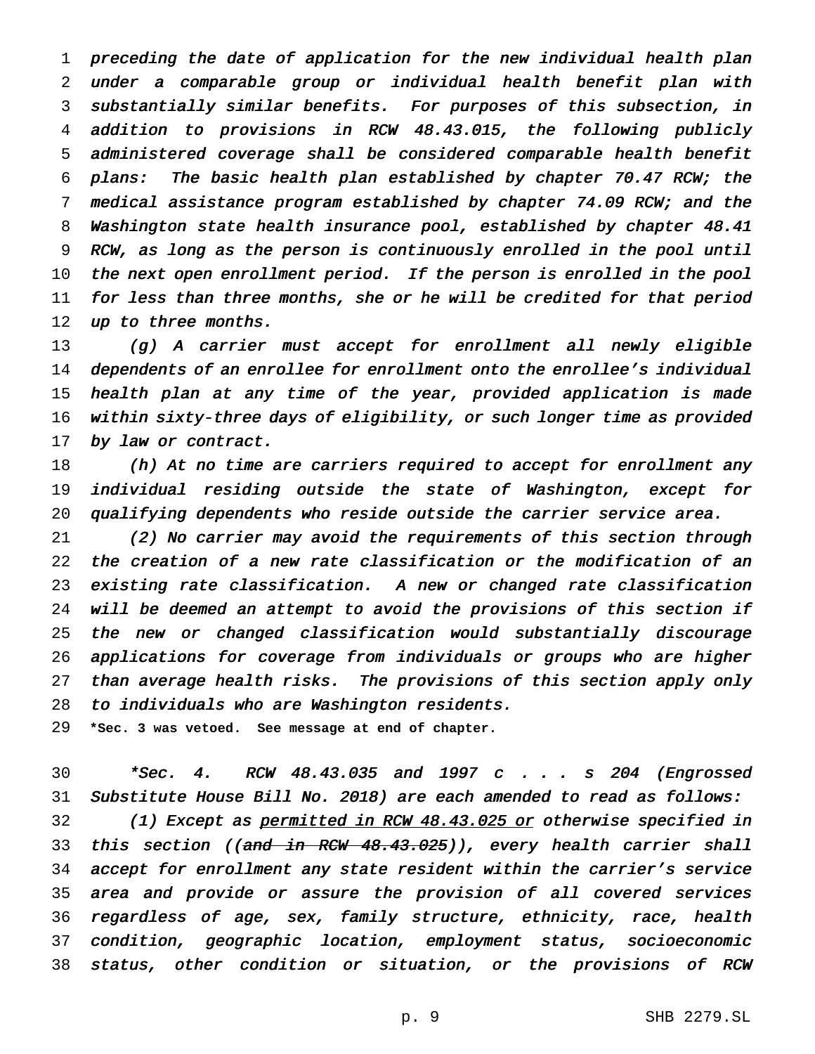*preceding the date of application for the new individual health plan under a comparable group or individual health benefit plan with substantially similar benefits. For purposes of this subsection, in addition to provisions in RCW 48.43.015, the following publicly administered coverage shall be considered comparable health benefit plans: The basic health plan established by chapter 70.47 RCW; the medical assistance program established by chapter 74.09 RCW; and the Washington state health insurance pool, established by chapter 48.41 RCW, as long as the person is continuously enrolled in the pool until the next open enrollment period. If the person is enrolled in the pool for less than three months, she or he will be credited for that period up to three months.*

*(g) A carrier must accept for enrollment all newly eligible dependents of an enrollee for enrollment onto the enrollee's individual health plan at any time of the year, provided application is made within sixty-three days of eligibility, or such longer time as provided by law or contract.*

*(h) At no time are carriers required to accept for enrollment any individual residing outside the state of Washington, except for qualifying dependents who reside outside the carrier service area.*

*(2) No carrier may avoid the requirements of this section through the creation of a new rate classification or the modification of an existing rate classification. A new or changed rate classification will be deemed an attempt to avoid the provisions of this section if the new or changed classification would substantially discourage applications for coverage from individuals or groups who are higher than average health risks. The provisions of this section apply only to individuals who are Washington residents.*

**\*Sec. 3 was vetoed. See message at end of chapter.**

*\*Sec. 4. RCW 48.43.035 and 1997 c . . . s 204 (Engrossed Substitute House Bill No. 2018) are each amended to read as follows:*

*(1) Except as <u>permitted in RCW 48.43.025 or</u> otherwise specified in this section ((~~and in RCW 48.43.025~~)), every health carrier shall accept for enrollment any state resident within the carrier's service area and provide or assure the provision of all covered services regardless of age, sex, family structure, ethnicity, race, health condition, geographic location, employment status, socioeconomic status, other condition or situation, or the provisions of RCW*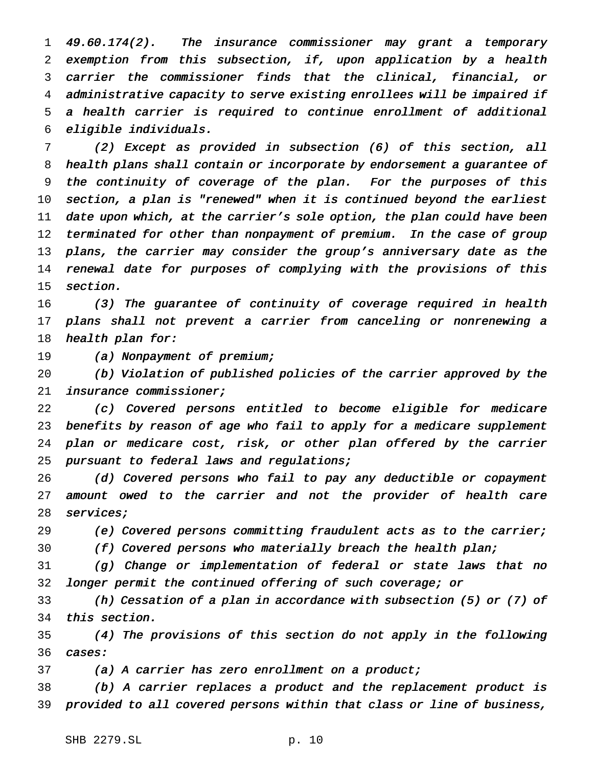*49.60.174(2). The insurance commissioner may grant a temporary exemption from this subsection, if, upon application by a health carrier the commissioner finds that the clinical, financial, or administrative capacity to serve existing enrollees will be impaired if a health carrier is required to continue enrollment of additional eligible individuals.*

*(2) Except as provided in subsection (6) of this section, all health plans shall contain or incorporate by endorsement a guarantee of the continuity of coverage of the plan. For the purposes of this section, a plan is "renewed" when it is continued beyond the earliest date upon which, at the carrier's sole option, the plan could have been terminated for other than nonpayment of premium. In the case of group plans, the carrier may consider the group's anniversary date as the renewal date for purposes of complying with the provisions of this section.*

*(3) The guarantee of continuity of coverage required in health plans shall not prevent a carrier from canceling or nonrenewing a health plan for:*

*(a) Nonpayment of premium;*

*(b) Violation of published policies of the carrier approved by the insurance commissioner;*

*(c) Covered persons entitled to become eligible for medicare benefits by reason of age who fail to apply for a medicare supplement plan or medicare cost, risk, or other plan offered by the carrier pursuant to federal laws and regulations;*

*(d) Covered persons who fail to pay any deductible or copayment amount owed to the carrier and not the provider of health care services;*

*(e) Covered persons committing fraudulent acts as to the carrier;*

*(f) Covered persons who materially breach the health plan;*

*(g) Change or implementation of federal or state laws that no longer permit the continued offering of such coverage; or*

*(h) Cessation of a plan in accordance with subsection (5) or (7) of this section.*

*(4) The provisions of this section do not apply in the following cases:*

*(a) A carrier has zero enrollment on a product;*

*(b) A carrier replaces a product and the replacement product is provided to all covered persons within that class or line of business,*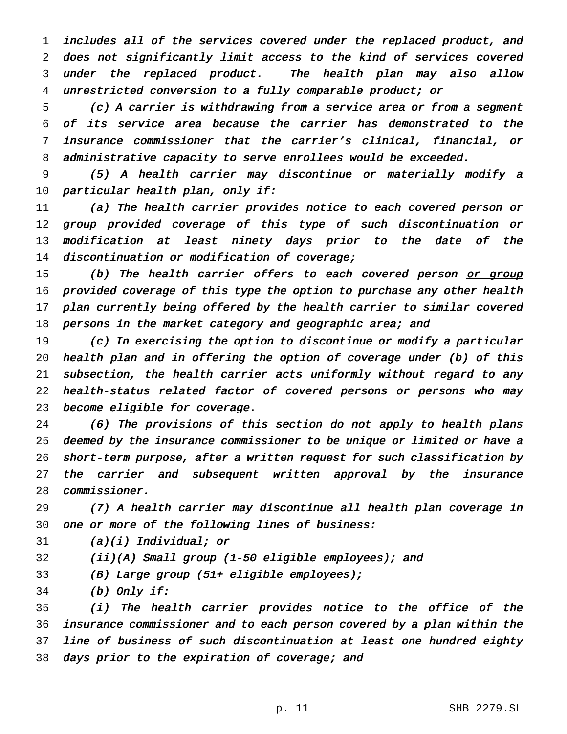*includes all of the services covered under the replaced product, and does not significantly limit access to the kind of services covered under the replaced product. The health plan may also allow unrestricted conversion to a fully comparable product; or*

*(c) A carrier is withdrawing from a service area or from a segment of its service area because the carrier has demonstrated to the insurance commissioner that the carrier's clinical, financial, or administrative capacity to serve enrollees would be exceeded.*

*(5) A health carrier may discontinue or materially modify a particular health plan, only if:*

*(a) The health carrier provides notice to each covered person or group provided coverage of this type of such discontinuation or modification at least ninety days prior to the date of the discontinuation or modification of coverage;*

*(b) The health carrier offers to each covered person* <u>or group</u> *provided coverage of this type the option to purchase any other health plan currently being offered by the health carrier to similar covered persons in the market category and geographic area; and*

*(c) In exercising the option to discontinue or modify a particular health plan and in offering the option of coverage under (b) of this subsection, the health carrier acts uniformly without regard to any health-status related factor of covered persons or persons who may become eligible for coverage.*

*(6) The provisions of this section do not apply to health plans deemed by the insurance commissioner to be unique or limited or have a short-term purpose, after a written request for such classification by the carrier and subsequent written approval by the insurance commissioner.*

*(7) A health carrier may discontinue all health plan coverage in one or more of the following lines of business:*

*(a)(i) Individual; or*

*(ii)(A) Small group (1-50 eligible employees); and*

*(B) Large group (51+ eligible employees);*

*(b) Only if:*

*(i) The health carrier provides notice to the office of the insurance commissioner and to each person covered by a plan within the line of business of such discontinuation at least one hundred eighty days prior to the expiration of coverage; and*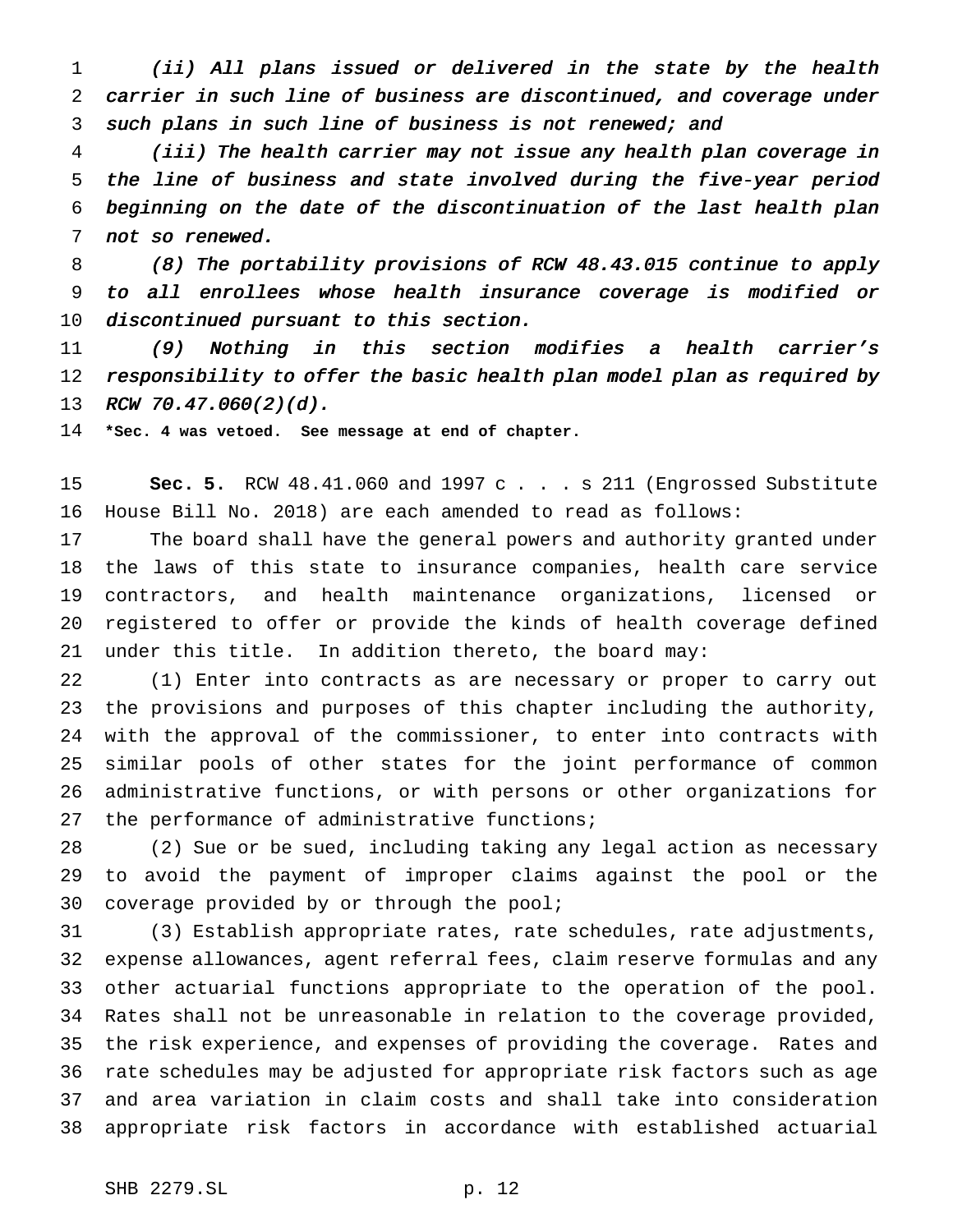*(ii) All plans issued or delivered in the state by the health carrier in such line of business are discontinued, and coverage under such plans in such line of business is not renewed; and*

*(iii) The health carrier may not issue any health plan coverage in the line of business and state involved during the five-year period beginning on the date of the discontinuation of the last health plan not so renewed.*

*(8) The portability provisions of RCW 48.43.015 continue to apply to all enrollees whose health insurance coverage is modified or discontinued pursuant to this section.*

*(9) Nothing in this section modifies a health carrier's responsibility to offer the basic health plan model plan as required by RCW 70.47.060(2)(d).*

**\*Sec. 4 was vetoed. See message at end of chapter.**

**Sec. 5.** RCW 48.41.060 and 1997 c . . . s 211 (Engrossed Substitute House Bill No. 2018) are each amended to read as follows:

The board shall have the general powers and authority granted under the laws of this state to insurance companies, health care service contractors, and health maintenance organizations, licensed or registered to offer or provide the kinds of health coverage defined under this title. In addition thereto, the board may:

(1) Enter into contracts as are necessary or proper to carry out the provisions and purposes of this chapter including the authority, with the approval of the commissioner, to enter into contracts with similar pools of other states for the joint performance of common administrative functions, or with persons or other organizations for the performance of administrative functions;

(2) Sue or be sued, including taking any legal action as necessary to avoid the payment of improper claims against the pool or the coverage provided by or through the pool;

(3) Establish appropriate rates, rate schedules, rate adjustments, expense allowances, agent referral fees, claim reserve formulas and any other actuarial functions appropriate to the operation of the pool. Rates shall not be unreasonable in relation to the coverage provided, the risk experience, and expenses of providing the coverage. Rates and rate schedules may be adjusted for appropriate risk factors such as age and area variation in claim costs and shall take into consideration appropriate risk factors in accordance with established actuarial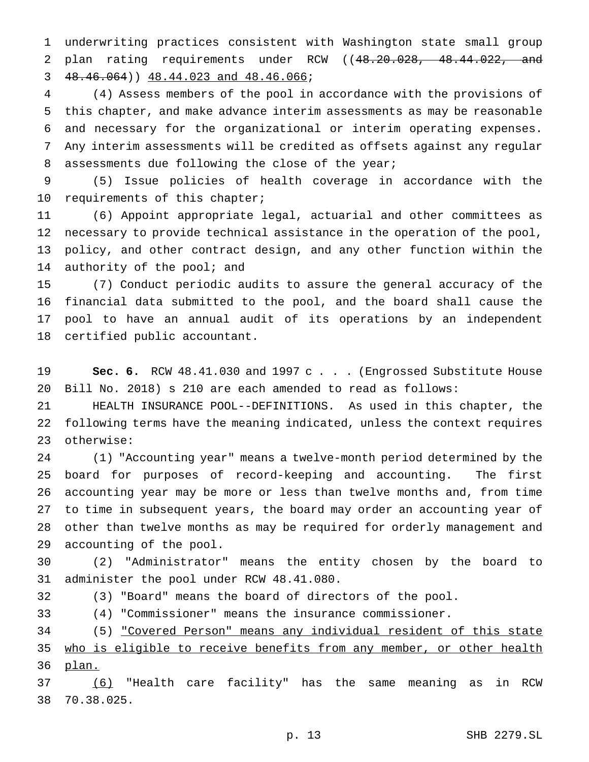underwriting practices consistent with Washington state small group plan rating requirements under RCW ((~~48.20.028, 48.44.022, and 48.46.064~~)) <u>48.44.023 and 48.46.066</u>;

(4) Assess members of the pool in accordance with the provisions of this chapter, and make advance interim assessments as may be reasonable and necessary for the organizational or interim operating expenses. Any interim assessments will be credited as offsets against any regular assessments due following the close of the year;

(5) Issue policies of health coverage in accordance with the requirements of this chapter;

(6) Appoint appropriate legal, actuarial and other committees as necessary to provide technical assistance in the operation of the pool, policy, and other contract design, and any other function within the authority of the pool; and

(7) Conduct periodic audits to assure the general accuracy of the financial data submitted to the pool, and the board shall cause the pool to have an annual audit of its operations by an independent certified public accountant.

**Sec. 6.** RCW 48.41.030 and 1997 c . . . (Engrossed Substitute House Bill No. 2018) s 210 are each amended to read as follows:

HEALTH INSURANCE POOL--DEFINITIONS. As used in this chapter, the following terms have the meaning indicated, unless the context requires otherwise:

(1) "Accounting year" means a twelve-month period determined by the board for purposes of record-keeping and accounting. The first accounting year may be more or less than twelve months and, from time to time in subsequent years, the board may order an accounting year of other than twelve months as may be required for orderly management and accounting of the pool.

(2) "Administrator" means the entity chosen by the board to administer the pool under RCW 48.41.080.

(3) "Board" means the board of directors of the pool.

(4) "Commissioner" means the insurance commissioner.

(5) <u>"Covered Person" means any individual resident of this state who is eligible to receive benefits from any member, or other health plan.</u>

<u>(6)</u> "Health care facility" has the same meaning as in RCW 70.38.025.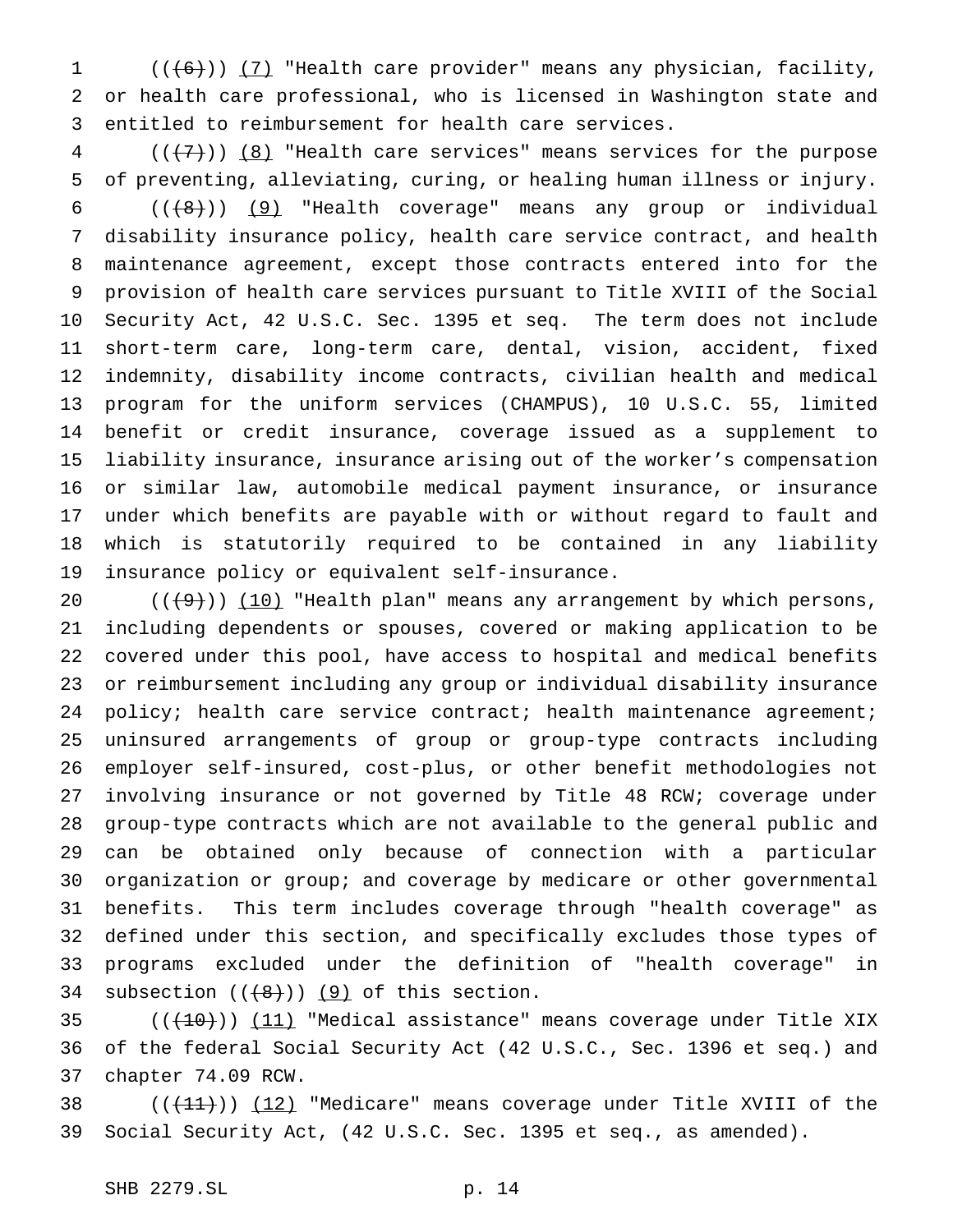((~~(6)~~)) <u>(7)</u> "Health care provider" means any physician, facility, or health care professional, who is licensed in Washington state and entitled to reimbursement for health care services.

((~~(7)~~)) <u>(8)</u> "Health care services" means services for the purpose of preventing, alleviating, curing, or healing human illness or injury.

((~~(8)~~)) <u>(9)</u> "Health coverage" means any group or individual disability insurance policy, health care service contract, and health maintenance agreement, except those contracts entered into for the provision of health care services pursuant to Title XVIII of the Social Security Act, 42 U.S.C. Sec. 1395 et seq. The term does not include short-term care, long-term care, dental, vision, accident, fixed indemnity, disability income contracts, civilian health and medical program for the uniform services (CHAMPUS), 10 U.S.C. 55, limited benefit or credit insurance, coverage issued as a supplement to liability insurance, insurance arising out of the worker's compensation or similar law, automobile medical payment insurance, or insurance under which benefits are payable with or without regard to fault and which is statutorily required to be contained in any liability insurance policy or equivalent self-insurance.

((~~(9)~~)) <u>(10)</u> "Health plan" means any arrangement by which persons, including dependents or spouses, covered or making application to be covered under this pool, have access to hospital and medical benefits or reimbursement including any group or individual disability insurance policy; health care service contract; health maintenance agreement; uninsured arrangements of group or group-type contracts including employer self-insured, cost-plus, or other benefit methodologies not involving insurance or not governed by Title 48 RCW; coverage under group-type contracts which are not available to the general public and can be obtained only because of connection with a particular organization or group; and coverage by medicare or other governmental benefits. This term includes coverage through "health coverage" as defined under this section, and specifically excludes those types of programs excluded under the definition of "health coverage" in subsection ((~~(8)~~)) <u>(9)</u> of this section.

((~~(10)~~)) <u>(11)</u> "Medical assistance" means coverage under Title XIX of the federal Social Security Act (42 U.S.C., Sec. 1396 et seq.) and chapter 74.09 RCW.

((~~(11)~~)) <u>(12)</u> "Medicare" means coverage under Title XVIII of the Social Security Act, (42 U.S.C. Sec. 1395 et seq., as amended).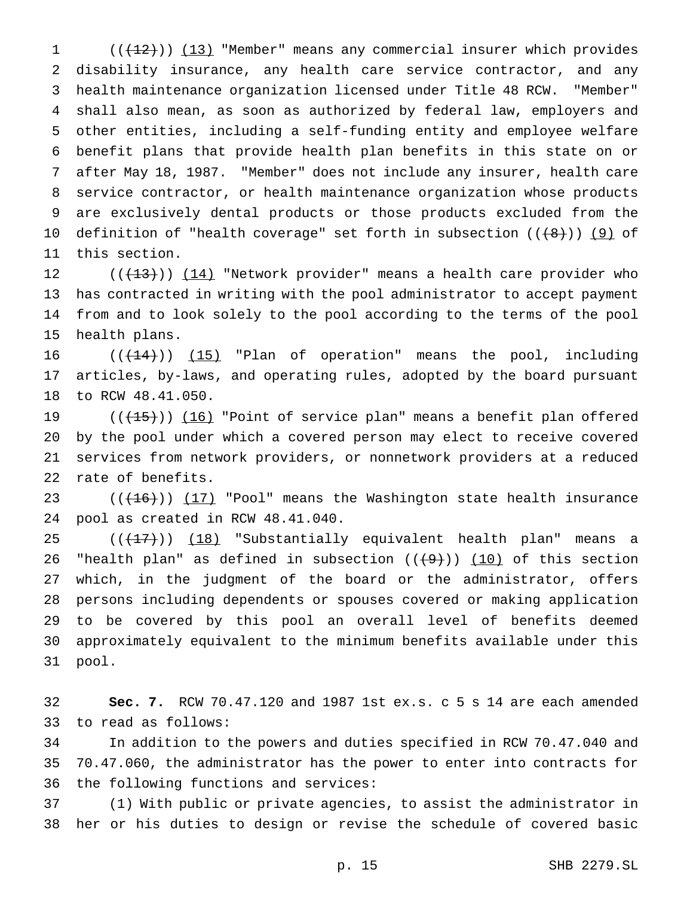(((12))) (13) "Member" means any commercial insurer which provides disability insurance, any health care service contractor, and any health maintenance organization licensed under Title 48 RCW. "Member" shall also mean, as soon as authorized by federal law, employers and other entities, including a self-funding entity and employee welfare benefit plans that provide health plan benefits in this state on or after May 18, 1987. "Member" does not include any insurer, health care service contractor, or health maintenance organization whose products are exclusively dental products or those products excluded from the definition of "health coverage" set forth in subsection (((8))) (9) of this section.

(((13))) (14) "Network provider" means a health care provider who has contracted in writing with the pool administrator to accept payment from and to look solely to the pool according to the terms of the pool health plans.

(((14))) (15) "Plan of operation" means the pool, including articles, by-laws, and operating rules, adopted by the board pursuant to RCW 48.41.050.

(((15))) (16) "Point of service plan" means a benefit plan offered by the pool under which a covered person may elect to receive covered services from network providers, or nonnetwork providers at a reduced rate of benefits.

(((16))) (17) "Pool" means the Washington state health insurance pool as created in RCW 48.41.040.

(((17))) (18) "Substantially equivalent health plan" means a "health plan" as defined in subsection (((9))) (10) of this section which, in the judgment of the board or the administrator, offers persons including dependents or spouses covered or making application to be covered by this pool an overall level of benefits deemed approximately equivalent to the minimum benefits available under this pool.

**Sec. 7.** RCW 70.47.120 and 1987 1st ex.s. c 5 s 14 are each amended to read as follows:

In addition to the powers and duties specified in RCW 70.47.040 and 70.47.060, the administrator has the power to enter into contracts for the following functions and services:

(1) With public or private agencies, to assist the administrator in her or his duties to design or revise the schedule of covered basic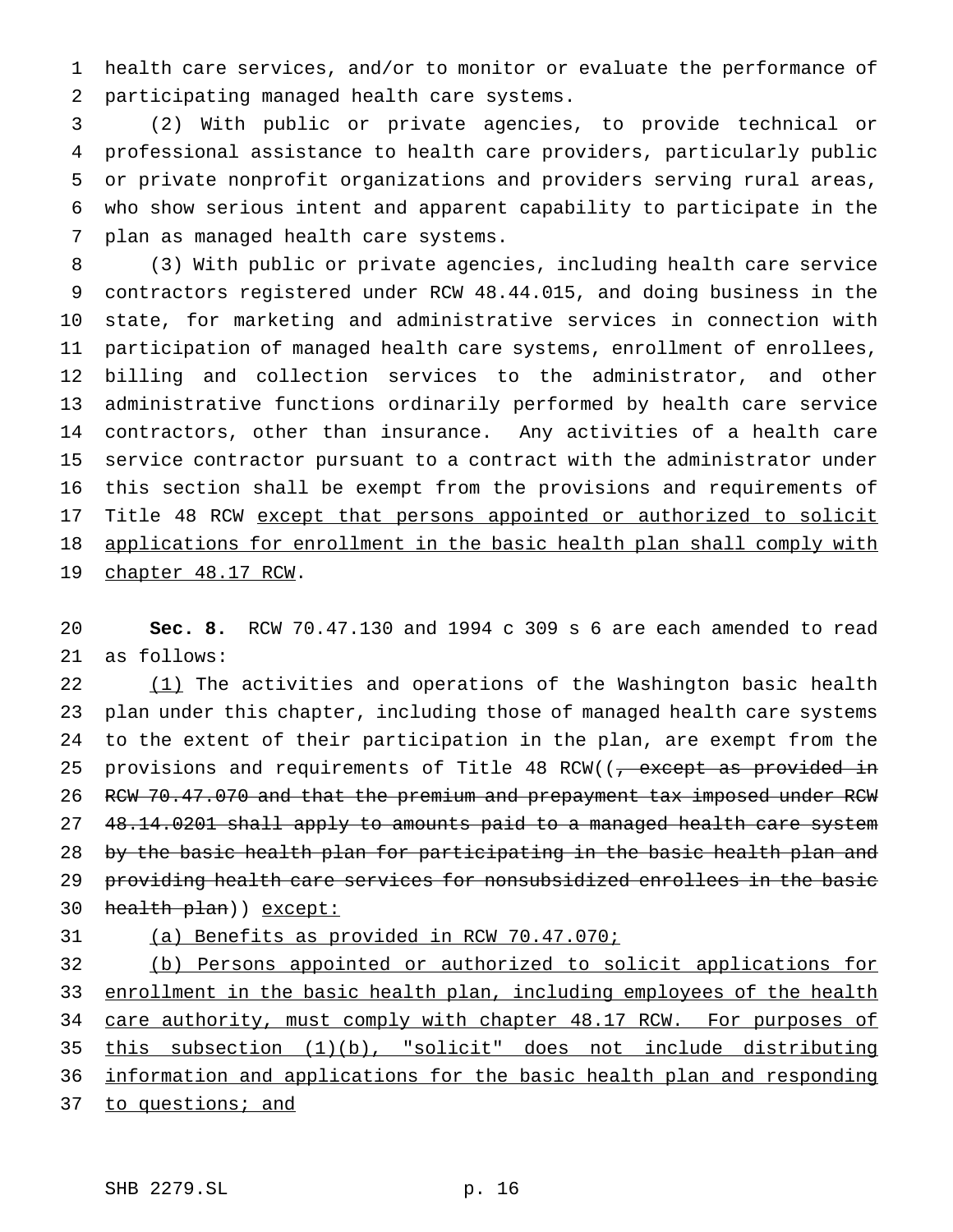health care services, and/or to monitor or evaluate the performance of participating managed health care systems.

(2) With public or private agencies, to provide technical or professional assistance to health care providers, particularly public or private nonprofit organizations and providers serving rural areas, who show serious intent and apparent capability to participate in the plan as managed health care systems.

(3) With public or private agencies, including health care service contractors registered under RCW 48.44.015, and doing business in the state, for marketing and administrative services in connection with participation of managed health care systems, enrollment of enrollees, billing and collection services to the administrator, and other administrative functions ordinarily performed by health care service contractors, other than insurance. Any activities of a health care service contractor pursuant to a contract with the administrator under this section shall be exempt from the provisions and requirements of Title 48 RCW except that persons appointed or authorized to solicit applications for enrollment in the basic health plan shall comply with chapter 48.17 RCW.

**Sec. 8.** RCW 70.47.130 and 1994 c 309 s 6 are each amended to read as follows:

(1) The activities and operations of the Washington basic health plan under this chapter, including those of managed health care systems to the extent of their participation in the plan, are exempt from the provisions and requirements of Title 48 RCW((~~, except as provided in RCW 70.47.070 and that the premium and prepayment tax imposed under RCW 48.14.0201 shall apply to amounts paid to a managed health care system by the basic health plan for participating in the basic health plan and providing health care services for nonsubsidized enrollees in the basic health plan~~)) except:

(a) Benefits as provided in RCW 70.47.070;

(b) Persons appointed or authorized to solicit applications for enrollment in the basic health plan, including employees of the health care authority, must comply with chapter 48.17 RCW. For purposes of this subsection (1)(b), "solicit" does not include distributing information and applications for the basic health plan and responding to questions; and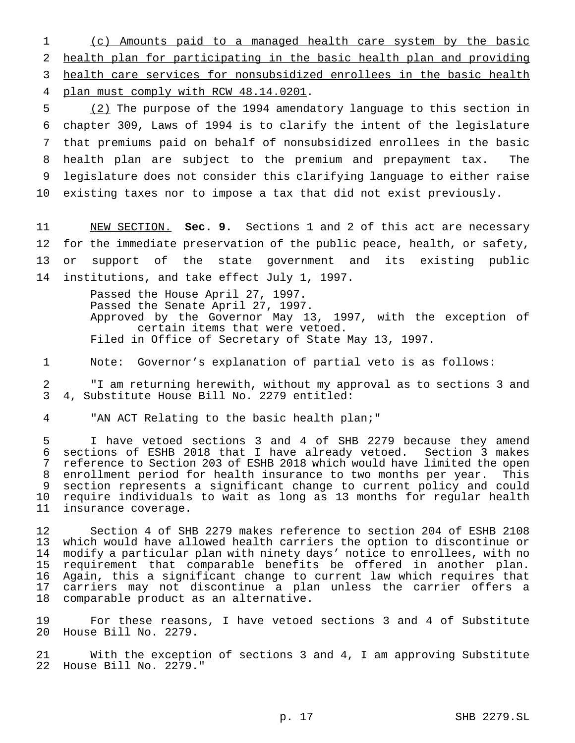(c) Amounts paid to a managed health care system by the basic health plan for participating in the basic health plan and providing health care services for nonsubsidized enrollees in the basic health plan must comply with RCW 48.14.0201.

(2) The purpose of the 1994 amendatory language to this section in chapter 309, Laws of 1994 is to clarify the intent of the legislature that premiums paid on behalf of nonsubsidized enrollees in the basic health plan are subject to the premium and prepayment tax. The legislature does not consider this clarifying language to either raise existing taxes nor to impose a tax that did not exist previously.

NEW SECTION. **Sec. 9.** Sections 1 and 2 of this act are necessary for the immediate preservation of the public peace, health, or safety, or support of the state government and its existing public institutions, and take effect July 1, 1997.

Passed the House April 27, 1997.
Passed the Senate April 27, 1997.
Approved by the Governor May 13, 1997, with the exception of certain items that were vetoed.
Filed in Office of Secretary of State May 13, 1997.

Note: Governor's explanation of partial veto is as follows:

"I am returning herewith, without my approval as to sections 3 and 4, Substitute House Bill No. 2279 entitled:

"AN ACT Relating to the basic health plan;"

I have vetoed sections 3 and 4 of SHB 2279 because they amend sections of ESHB 2018 that I have already vetoed. Section 3 makes reference to Section 203 of ESHB 2018 which would have limited the open enrollment period for health insurance to two months per year. This section represents a significant change to current policy and could require individuals to wait as long as 13 months for regular health insurance coverage.

Section 4 of SHB 2279 makes reference to section 204 of ESHB 2108 which would have allowed health carriers the option to discontinue or modify a particular plan with ninety days' notice to enrollees, with no requirement that comparable benefits be offered in another plan. Again, this a significant change to current law which requires that carriers may not discontinue a plan unless the carrier offers a comparable product as an alternative.

For these reasons, I have vetoed sections 3 and 4 of Substitute House Bill No. 2279.

With the exception of sections 3 and 4, I am approving Substitute House Bill No. 2279."